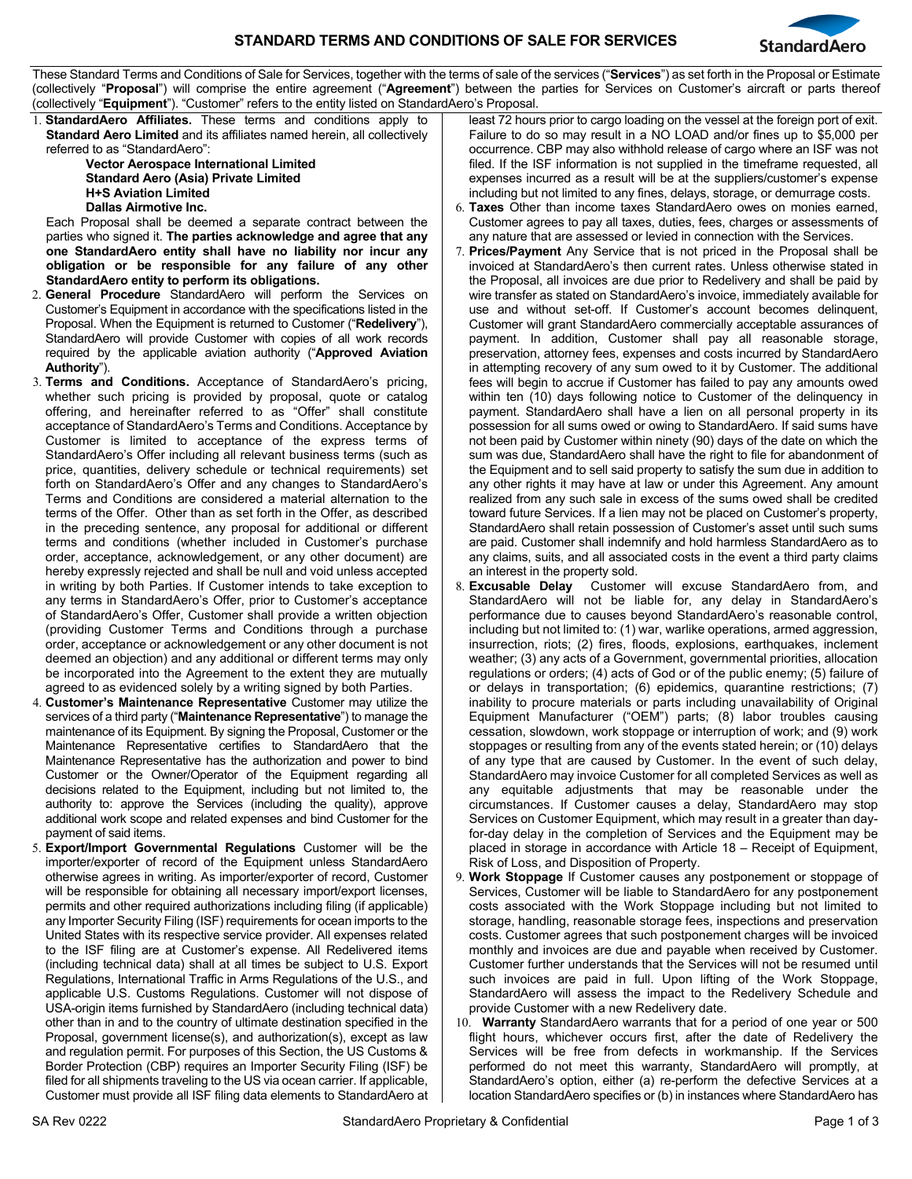# STANDARD TERMS AND CONDITIONS OF SALE FOR SERVICES

These Standard Terms and Conditions of Sale for Services, together with the terms of sale of the services ("**Services**") as set forth in the Proposal or Estimate (collectively "**Proposal**") will comprise the entire agreement ("**Agreement**") between the parties for Services on Customer's aircraft or parts thereof (collectively "**Equipment**"). "Customer" refers to the entity listed on StandardAero's Proposal.

1. **StandardAero Affiliates.** These terms and conditions apply to **Standard Aero Limited** and its affiliates named herein, all collectively referred to as "StandardAero":

   **Vector Aerospace International Limited**
   **Standard Aero (Asia) Private Limited**
   **H+S Aviation Limited**
   **Dallas Airmotive Inc.**

   Each Proposal shall be deemed a separate contract between the parties who signed it. **The parties acknowledge and agree that any one StandardAero entity shall have no liability nor incur any obligation or be responsible for any failure of any other StandardAero entity to perform its obligations.**

2. **General Procedure** StandardAero will perform the Services on Customer's Equipment in accordance with the specifications listed in the Proposal. When the Equipment is returned to Customer ("**Redelivery**"), StandardAero will provide Customer with copies of all work records required by the applicable aviation authority ("**Approved Aviation Authority**").

3. **Terms and Conditions.** Acceptance of StandardAero's pricing, whether such pricing is provided by proposal, quote or catalog offering, and hereinafter referred to as "Offer" shall constitute acceptance of StandardAero's Terms and Conditions. Acceptance by Customer is limited to acceptance of the express terms of StandardAero's Offer including all relevant business terms (such as price, quantities, delivery schedule or technical requirements) set forth on StandardAero's Offer and any changes to StandardAero's Terms and Conditions are considered a material alternation to the terms of the Offer. Other than as set forth in the Offer, as described in the preceding sentence, any proposal for additional or different terms and conditions (whether included in Customer's purchase order, acceptance, acknowledgement, or any other document) are hereby expressly rejected and shall be null and void unless accepted in writing by both Parties. If Customer intends to take exception to any terms in StandardAero's Offer, prior to Customer's acceptance of StandardAero's Offer, Customer shall provide a written objection (providing Customer Terms and Conditions through a purchase order, acceptance or acknowledgement or any other document is not deemed an objection) and any additional or different terms may only be incorporated into the Agreement to the extent they are mutually agreed to as evidenced solely by a writing signed by both Parties.

4. **Customer's Maintenance Representative** Customer may utilize the services of a third party ("**Maintenance Representative**") to manage the maintenance of its Equipment. By signing the Proposal, Customer or the Maintenance Representative certifies to StandardAero that the Maintenance Representative has the authorization and power to bind Customer or the Owner/Operator of the Equipment regarding all decisions related to the Equipment, including but not limited to, the authority to: approve the Services (including the quality), approve additional work scope and related expenses and bind Customer for the payment of said items.

5. **Export/Import Governmental Regulations** Customer will be the importer/exporter of record of the Equipment unless StandardAero otherwise agrees in writing. As importer/exporter of record, Customer will be responsible for obtaining all necessary import/export licenses, permits and other required authorizations including filing (if applicable) any Importer Security Filing (ISF) requirements for ocean imports to the United States with its respective service provider. All expenses related to the ISF filing are at Customer's expense. All Redelivered items (including technical data) shall at all times be subject to U.S. Export Regulations, International Traffic in Arms Regulations of the U.S., and applicable U.S. Customs Regulations. Customer will not dispose of USA-origin items furnished by StandardAero (including technical data) other than in and to the country of ultimate destination specified in the Proposal, government license(s), and authorization(s), except as law and regulation permit. For purposes of this Section, the US Customs & Border Protection (CBP) requires an Importer Security Filing (ISF) be filed for all shipments traveling to the US via ocean carrier. If applicable, Customer must provide all ISF filing data elements to StandardAero at least 72 hours prior to cargo loading on the vessel at the foreign port of exit. Failure to do so may result in a NO LOAD and/or fines up to $5,000 per occurrence. CBP may also withhold release of cargo where an ISF was not filed. If the ISF information is not supplied in the timeframe requested, all expenses incurred as a result will be at the suppliers/customer's expense including but not limited to any fines, delays, storage, or demurrage costs.

6. **Taxes** Other than income taxes StandardAero owes on monies earned, Customer agrees to pay all taxes, duties, fees, charges or assessments of any nature that are assessed or levied in connection with the Services.

7. **Prices/Payment** Any Service that is not priced in the Proposal shall be invoiced at StandardAero's then current rates. Unless otherwise stated in the Proposal, all invoices are due prior to Redelivery and shall be paid by wire transfer as stated on StandardAero's invoice, immediately available for use and without set-off. If Customer's account becomes delinquent, Customer will grant StandardAero commercially acceptable assurances of payment. In addition, Customer shall pay all reasonable storage, preservation, attorney fees, expenses and costs incurred by StandardAero in attempting recovery of any sum owed to it by Customer. The additional fees will begin to accrue if Customer has failed to pay any amounts owed within ten (10) days following notice to Customer of the delinquency in payment. StandardAero shall have a lien on all personal property in its possession for all sums owed or owing to StandardAero. If said sums have not been paid by Customer within ninety (90) days of the date on which the sum was due, StandardAero shall have the right to file for abandonment of the Equipment and to sell said property to satisfy the sum due in addition to any other rights it may have at law or under this Agreement. Any amount realized from any such sale in excess of the sums owed shall be credited toward future Services. If a lien may not be placed on Customer's property, StandardAero shall retain possession of Customer's asset until such sums are paid. Customer shall indemnify and hold harmless StandardAero as to any claims, suits, and all associated costs in the event a third party claims an interest in the property sold.

8. **Excusable Delay** Customer will excuse StandardAero from, and StandardAero will not be liable for, any delay in StandardAero's performance due to causes beyond StandardAero's reasonable control, including but not limited to: (1) war, warlike operations, armed aggression, insurrection, riots; (2) fires, floods, explosions, earthquakes, inclement weather; (3) any acts of a Government, governmental priorities, allocation regulations or orders; (4) acts of God or of the public enemy; (5) failure of or delays in transportation; (6) epidemics, quarantine restrictions; (7) inability to procure materials or parts including unavailability of Original Equipment Manufacturer ("OEM") parts; (8) labor troubles causing cessation, slowdown, work stoppage or interruption of work; and (9) work stoppages or resulting from any of the events stated herein; or (10) delays of any type that are caused by Customer. In the event of such delay, StandardAero may invoice Customer for all completed Services as well as any equitable adjustments that may be reasonable under the circumstances. If Customer causes a delay, StandardAero may stop Services on Customer Equipment, which may result in a greater than day-for-day delay in the completion of Services and the Equipment may be placed in storage in accordance with Article 18 – Receipt of Equipment, Risk of Loss, and Disposition of Property.

9. **Work Stoppage** If Customer causes any postponement or stoppage of Services, Customer will be liable to StandardAero for any postponement costs associated with the Work Stoppage including but not limited to storage, handling, reasonable storage fees, inspections and preservation costs. Customer agrees that such postponement charges will be invoiced monthly and invoices are due and payable when received by Customer. Customer further understands that the Services will not be resumed until such invoices are paid in full. Upon lifting of the Work Stoppage, StandardAero will assess the impact to the Redelivery Schedule and provide Customer with a new Redelivery date.

10. **Warranty** StandardAero warrants that for a period of one year or 500 flight hours, whichever occurs first, after the date of Redelivery the Services will be free from defects in workmanship. If the Services performed do not meet this warranty, StandardAero will promptly, at StandardAero's option, either (a) re-perform the defective Services at a location StandardAero specifies or (b) in instances where StandardAero has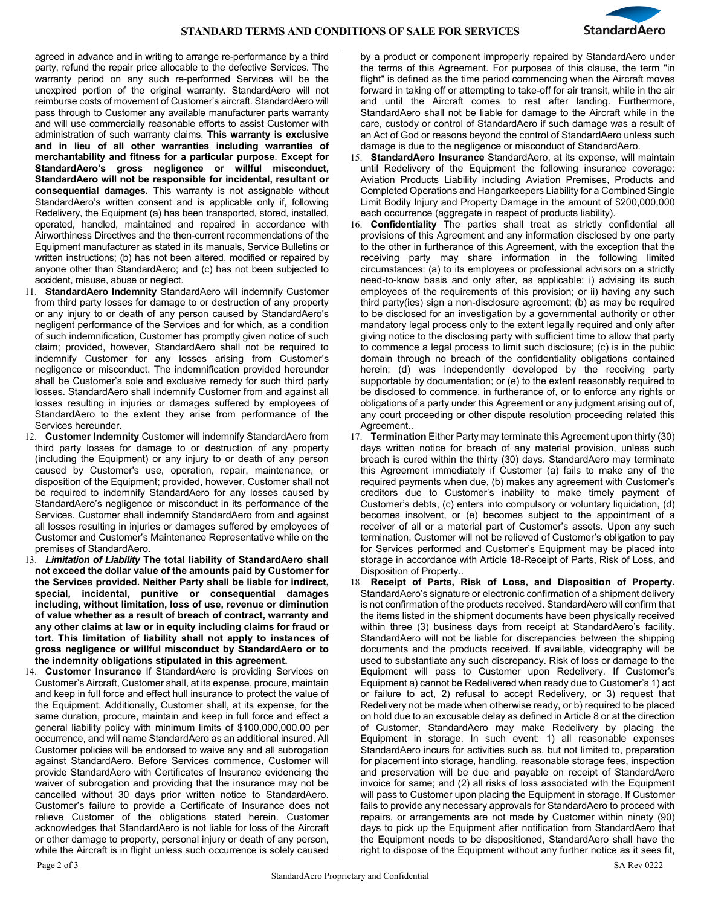agreed in advance and in writing to arrange re-performance by a third party, refund the repair price allocable to the defective Services. The warranty period on any such re-performed Services will be the unexpired portion of the original warranty. StandardAero will not reimburse costs of movement of Customer's aircraft. StandardAero will pass through to Customer any available manufacturer parts warranty and will use commercially reasonable efforts to assist Customer with administration of such warranty claims. **This warranty is exclusive and in lieu of all other warranties including warranties of merchantability and fitness for a particular purpose**. **Except for StandardAero's gross negligence or willful misconduct, StandardAero will not be responsible for incidental, resultant or consequential damages.** This warranty is not assignable without StandardAero's written consent and is applicable only if, following Redelivery, the Equipment (a) has been transported, stored, installed, operated, handled, maintained and repaired in accordance with Airworthiness Directives and the then-current recommendations of the Equipment manufacturer as stated in its manuals, Service Bulletins or written instructions; (b) has not been altered, modified or repaired by anyone other than StandardAero; and (c) has not been subjected to accident, misuse, abuse or neglect.

11. **StandardAero Indemnity** StandardAero will indemnify Customer from third party losses for damage to or destruction of any property or any injury to or death of any person caused by StandardAero's negligent performance of the Services and for which, as a condition of such indemnification, Customer has promptly given notice of such claim; provided, however, StandardAero shall not be required to indemnify Customer for any losses arising from Customer's negligence or misconduct. The indemnification provided hereunder shall be Customer's sole and exclusive remedy for such third party losses. StandardAero shall indemnify Customer from and against all losses resulting in injuries or damages suffered by employees of StandardAero to the extent they arise from performance of the Services hereunder.
12. **Customer Indemnity** Customer will indemnify StandardAero from third party losses for damage to or destruction of any property (including the Equipment) or any injury to or death of any person caused by Customer's use, operation, repair, maintenance, or disposition of the Equipment; provided, however, Customer shall not be required to indemnify StandardAero for any losses caused by StandardAero's negligence or misconduct in its performance of the Services. Customer shall indemnify StandardAero from and against all losses resulting in injuries or damages suffered by employees of Customer and Customer's Maintenance Representative while on the premises of StandardAero.
13. ***Limitation of Liability*** **The total liability of StandardAero shall not exceed the dollar value of the amounts paid by Customer for the Services provided. Neither Party shall be liable for indirect, special, incidental, punitive or consequential damages including, without limitation, loss of use, revenue or diminution of value whether as a result of breach of contract, warranty and any other claims at law or in equity including claims for fraud or tort. This limitation of liability shall not apply to instances of gross negligence or willful misconduct by StandardAero or to the indemnity obligations stipulated in this agreement.**
14. **Customer Insurance** If StandardAero is providing Services on Customer's Aircraft, Customer shall, at its expense, procure, maintain and keep in full force and effect hull insurance to protect the value of the Equipment. Additionally, Customer shall, at its expense, for the same duration, procure, maintain and keep in full force and effect a general liability policy with minimum limits of $100,000,000.00 per occurrence, and will name StandardAero as an additional insured. All Customer policies will be endorsed to waive any and all subrogation against StandardAero. Before Services commence, Customer will provide StandardAero with Certificates of Insurance evidencing the waiver of subrogation and providing that the insurance may not be cancelled without 30 days prior written notice to StandardAero. Customer's failure to provide a Certificate of Insurance does not relieve Customer of the obligations stated herein. Customer acknowledges that StandardAero is not liable for loss of the Aircraft or other damage to property, personal injury or death of any person, while the Aircraft is in flight unless such occurrence is solely caused by a product or component improperly repaired by StandardAero under the terms of this Agreement. For purposes of this clause, the term "in flight" is defined as the time period commencing when the Aircraft moves forward in taking off or attempting to take-off for air transit, while in the air and until the Aircraft comes to rest after landing. Furthermore, StandardAero shall not be liable for damage to the Aircraft while in the care, custody or control of StandardAero if such damage was a result of an Act of God or reasons beyond the control of StandardAero unless such damage is due to the negligence or misconduct of StandardAero.
15. **StandardAero Insurance** StandardAero, at its expense, will maintain until Redelivery of the Equipment the following insurance coverage: Aviation Products Liability including Aviation Premises, Products and Completed Operations and Hangarkeepers Liability for a Combined Single Limit Bodily Injury and Property Damage in the amount of $200,000,000 each occurrence (aggregate in respect of products liability).
16. **Confidentiality** The parties shall treat as strictly confidential all provisions of this Agreement and any information disclosed by one party to the other in furtherance of this Agreement, with the exception that the receiving party may share information in the following limited circumstances: (a) to its employees or professional advisors on a strictly need-to-know basis and only after, as applicable: i) advising its such employees of the requirements of this provision; or ii) having any such third party(ies) sign a non-disclosure agreement; (b) as may be required to be disclosed for an investigation by a governmental authority or other mandatory legal process only to the extent legally required and only after giving notice to the disclosing party with sufficient time to allow that party to commence a legal process to limit such disclosure; (c) is in the public domain through no breach of the confidentiality obligations contained herein; (d) was independently developed by the receiving party supportable by documentation; or (e) to the extent reasonably required to be disclosed to commence, in furtherance of, or to enforce any rights or obligations of a party under this Agreement or any judgment arising out of, any court proceeding or other dispute resolution proceeding related this Agreement..
17. **Termination** Either Party may terminate this Agreement upon thirty (30) days written notice for breach of any material provision, unless such breach is cured within the thirty (30) days. StandardAero may terminate this Agreement immediately if Customer (a) fails to make any of the required payments when due, (b) makes any agreement with Customer's creditors due to Customer's inability to make timely payment of Customer's debts, (c) enters into compulsory or voluntary liquidation, (d) becomes insolvent, or (e) becomes subject to the appointment of a receiver of all or a material part of Customer's assets. Upon any such termination, Customer will not be relieved of Customer's obligation to pay for Services performed and Customer's Equipment may be placed into storage in accordance with Article 18-Receipt of Parts, Risk of Loss, and Disposition of Property..
18. **Receipt of Parts, Risk of Loss, and Disposition of Property.** StandardAero's signature or electronic confirmation of a shipment delivery is not confirmation of the products received. StandardAero will confirm that the items listed in the shipment documents have been physically received within three (3) business days from receipt at StandardAero's facility. StandardAero will not be liable for discrepancies between the shipping documents and the products received. If available, videography will be used to substantiate any such discrepancy. Risk of loss or damage to the Equipment will pass to Customer upon Redelivery. If Customer's Equipment a) cannot be Redelivered when ready due to Customer's 1) act or failure to act, 2) refusal to accept Redelivery, or 3) request that Redelivery not be made when otherwise ready, or b) required to be placed on hold due to an excusable delay as defined in Article 8 or at the direction of Customer, StandardAero may make Redelivery by placing the Equipment in storage. In such event: 1) all reasonable expenses StandardAero incurs for activities such as, but not limited to, preparation for placement into storage, handling, reasonable storage fees, inspection and preservation will be due and payable on receipt of StandardAero invoice for same; and (2) all risks of loss associated with the Equipment will pass to Customer upon placing the Equipment in storage. If Customer fails to provide any necessary approvals for StandardAero to proceed with repairs, or arrangements are not made by Customer within ninety (90) days to pick up the Equipment after notification from StandardAero that the Equipment needs to be dispositioned, StandardAero shall have the right to dispose of the Equipment without any further notice as it sees fit,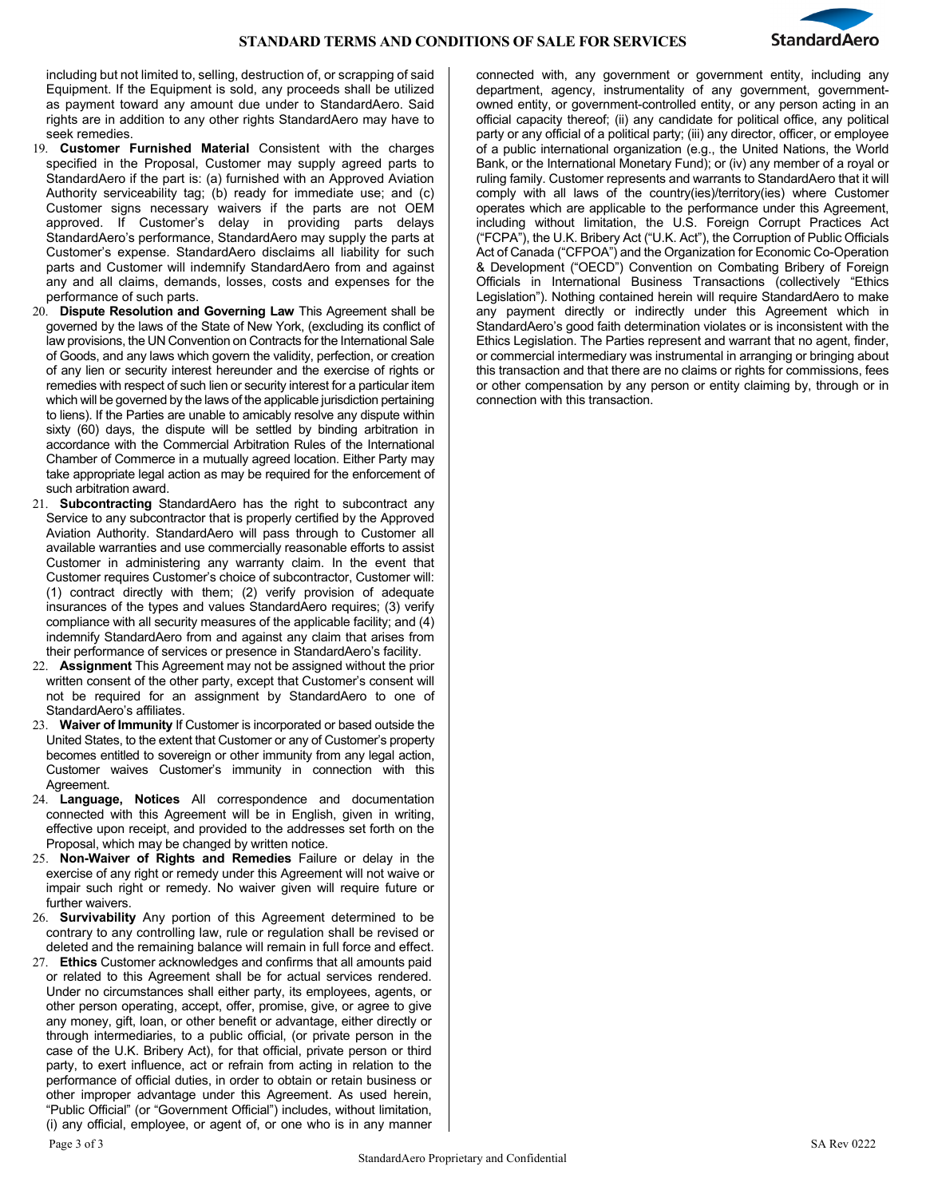including but not limited to, selling, destruction of, or scrapping of said Equipment. If the Equipment is sold, any proceeds shall be utilized as payment toward any amount due under to StandardAero. Said rights are in addition to any other rights StandardAero may have to seek remedies.

19. **Customer Furnished Material** Consistent with the charges specified in the Proposal, Customer may supply agreed parts to StandardAero if the part is: (a) furnished with an Approved Aviation Authority serviceability tag; (b) ready for immediate use; and (c) Customer signs necessary waivers if the parts are not OEM approved. If Customer's delay in providing parts delays StandardAero's performance, StandardAero may supply the parts at Customer's expense. StandardAero disclaims all liability for such parts and Customer will indemnify StandardAero from and against any and all claims, demands, losses, costs and expenses for the performance of such parts.
20. **Dispute Resolution and Governing Law** This Agreement shall be governed by the laws of the State of New York, (excluding its conflict of law provisions, the UN Convention on Contracts for the International Sale of Goods, and any laws which govern the validity, perfection, or creation of any lien or security interest hereunder and the exercise of rights or remedies with respect of such lien or security interest for a particular item which will be governed by the laws of the applicable jurisdiction pertaining to liens). If the Parties are unable to amicably resolve any dispute within sixty (60) days, the dispute will be settled by binding arbitration in accordance with the Commercial Arbitration Rules of the International Chamber of Commerce in a mutually agreed location. Either Party may take appropriate legal action as may be required for the enforcement of such arbitration award.
21. **Subcontracting** StandardAero has the right to subcontract any Service to any subcontractor that is properly certified by the Approved Aviation Authority. StandardAero will pass through to Customer all available warranties and use commercially reasonable efforts to assist Customer in administering any warranty claim. In the event that Customer requires Customer's choice of subcontractor, Customer will: (1) contract directly with them; (2) verify provision of adequate insurances of the types and values StandardAero requires; (3) verify compliance with all security measures of the applicable facility; and (4) indemnify StandardAero from and against any claim that arises from their performance of services or presence in StandardAero's facility.
22. **Assignment** This Agreement may not be assigned without the prior written consent of the other party, except that Customer's consent will not be required for an assignment by StandardAero to one of StandardAero's affiliates.
23. **Waiver of Immunity** If Customer is incorporated or based outside the United States, to the extent that Customer or any of Customer's property becomes entitled to sovereign or other immunity from any legal action, Customer waives Customer's immunity in connection with this Agreement.
24. **Language, Notices** All correspondence and documentation connected with this Agreement will be in English, given in writing, effective upon receipt, and provided to the addresses set forth on the Proposal, which may be changed by written notice.
25. **Non-Waiver of Rights and Remedies** Failure or delay in the exercise of any right or remedy under this Agreement will not waive or impair such right or remedy. No waiver given will require future or further waivers.
26. **Survivability** Any portion of this Agreement determined to be contrary to any controlling law, rule or regulation shall be revised or deleted and the remaining balance will remain in full force and effect.
27. **Ethics** Customer acknowledges and confirms that all amounts paid or related to this Agreement shall be for actual services rendered. Under no circumstances shall either party, its employees, agents, or other person operating, accept, offer, promise, give, or agree to give any money, gift, loan, or other benefit or advantage, either directly or through intermediaries, to a public official, (or private person in the case of the U.K. Bribery Act), for that official, private person or third party, to exert influence, act or refrain from acting in relation to the performance of official duties, in order to obtain or retain business or other improper advantage under this Agreement. As used herein, "Public Official" (or "Government Official") includes, without limitation, (i) any official, employee, or agent of, or one who is in any manner connected with, any government or government entity, including any department, agency, instrumentality of any government, government-owned entity, or government-controlled entity, or any person acting in an official capacity thereof; (ii) any candidate for political office, any political party or any official of a political party; (iii) any director, officer, or employee of a public international organization (e.g., the United Nations, the World Bank, or the International Monetary Fund); or (iv) any member of a royal or ruling family. Customer represents and warrants to StandardAero that it will comply with all laws of the country(ies)/territory(ies) where Customer operates which are applicable to the performance under this Agreement, including without limitation, the U.S. Foreign Corrupt Practices Act ("FCPA"), the U.K. Bribery Act ("U.K. Act"), the Corruption of Public Officials Act of Canada ("CFPOA") and the Organization for Economic Co-Operation & Development ("OECD") Convention on Combating Bribery of Foreign Officials in International Business Transactions (collectively "Ethics Legislation"). Nothing contained herein will require StandardAero to make any payment directly or indirectly under this Agreement which in StandardAero's good faith determination violates or is inconsistent with the Ethics Legislation. The Parties represent and warrant that no agent, finder, or commercial intermediary was instrumental in arranging or bringing about this transaction and that there are no claims or rights for commissions, fees or other compensation by any person or entity claiming by, through or in connection with this transaction.